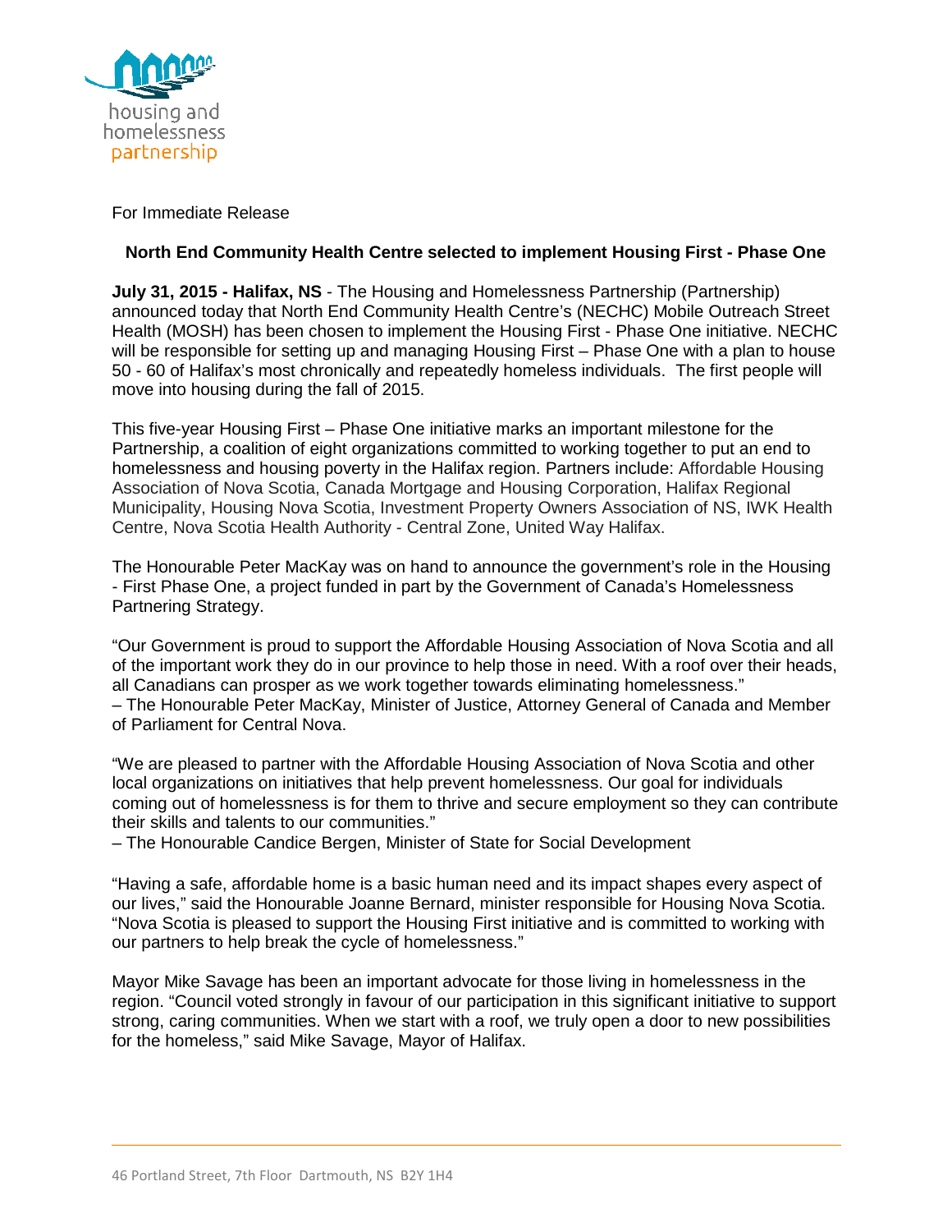housing and homelessness partnership

For Immediate Release

## North End Community Health Centre selected to implement Housing First - Phase One

**July 31, 2015 - Halifax, NS** - The Housing and Homelessness Partnership (Partnership) announced today that North End Community Health Centre's (NECHC) Mobile Outreach Street Health (MOSH) has been chosen to implement the Housing First - Phase One initiative. NECHC will be responsible for setting up and managing Housing First – Phase One with a plan to house 50 - 60 of Halifax's most chronically and repeatedly homeless individuals. The first people will move into housing during the fall of 2015.

This five-year Housing First – Phase One initiative marks an important milestone for the Partnership, a coalition of eight organizations committed to working together to put an end to homelessness and housing poverty in the Halifax region. Partners include: Affordable Housing Association of Nova Scotia, Canada Mortgage and Housing Corporation, Halifax Regional Municipality, Housing Nova Scotia, Investment Property Owners Association of NS, IWK Health Centre, Nova Scotia Health Authority - Central Zone, United Way Halifax.

The Honourable Peter MacKay was on hand to announce the government's role in the Housing - First Phase One, a project funded in part by the Government of Canada's Homelessness Partnering Strategy.

"Our Government is proud to support the Affordable Housing Association of Nova Scotia and all of the important work they do in our province to help those in need. With a roof over their heads, all Canadians can prosper as we work together towards eliminating homelessness."
– The Honourable Peter MacKay, Minister of Justice, Attorney General of Canada and Member of Parliament for Central Nova.

"We are pleased to partner with the Affordable Housing Association of Nova Scotia and other local organizations on initiatives that help prevent homelessness. Our goal for individuals coming out of homelessness is for them to thrive and secure employment so they can contribute their skills and talents to our communities."
– The Honourable Candice Bergen, Minister of State for Social Development

"Having a safe, affordable home is a basic human need and its impact shapes every aspect of our lives," said the Honourable Joanne Bernard, minister responsible for Housing Nova Scotia. "Nova Scotia is pleased to support the Housing First initiative and is committed to working with our partners to help break the cycle of homelessness."

Mayor Mike Savage has been an important advocate for those living in homelessness in the region. "Council voted strongly in favour of our participation in this significant initiative to support strong, caring communities. When we start with a roof, we truly open a door to new possibilities for the homeless," said Mike Savage, Mayor of Halifax.

46 Portland Street, 7th Floor Dartmouth, NS B2Y 1H4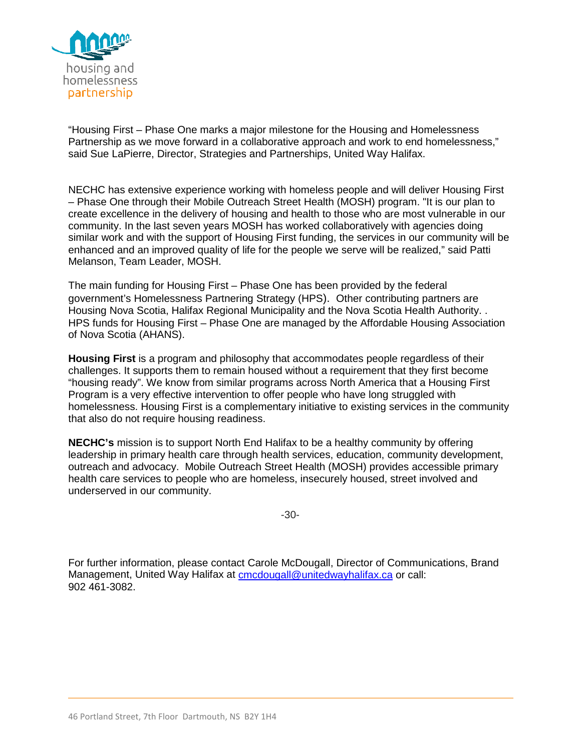"Housing First – Phase One marks a major milestone for the Housing and Homelessness Partnership as we move forward in a collaborative approach and work to end homelessness," said Sue LaPierre, Director, Strategies and Partnerships, United Way Halifax.

NECHC has extensive experience working with homeless people and will deliver Housing First – Phase One through their Mobile Outreach Street Health (MOSH) program. "It is our plan to create excellence in the delivery of housing and health to those who are most vulnerable in our community. In the last seven years MOSH has worked collaboratively with agencies doing similar work and with the support of Housing First funding, the services in our community will be enhanced and an improved quality of life for the people we serve will be realized," said Patti Melanson, Team Leader, MOSH.

The main funding for Housing First – Phase One has been provided by the federal government's Homelessness Partnering Strategy (HPS). Other contributing partners are Housing Nova Scotia, Halifax Regional Municipality and the Nova Scotia Health Authority. . HPS funds for Housing First – Phase One are managed by the Affordable Housing Association of Nova Scotia (AHANS).

**Housing First** is a program and philosophy that accommodates people regardless of their challenges. It supports them to remain housed without a requirement that they first become "housing ready". We know from similar programs across North America that a Housing First Program is a very effective intervention to offer people who have long struggled with homelessness. Housing First is a complementary initiative to existing services in the community that also do not require housing readiness.

**NECHC's** mission is to support North End Halifax to be a healthy community by offering leadership in primary health care through health services, education, community development, outreach and advocacy. Mobile Outreach Street Health (MOSH) provides accessible primary health care services to people who are homeless, insecurely housed, street involved and underserved in our community.

-30-

For further information, please contact Carole McDougall, Director of Communications, Brand Management, United Way Halifax at cmcdougall@unitedwayhalifax.ca or call: 902 461-3082.